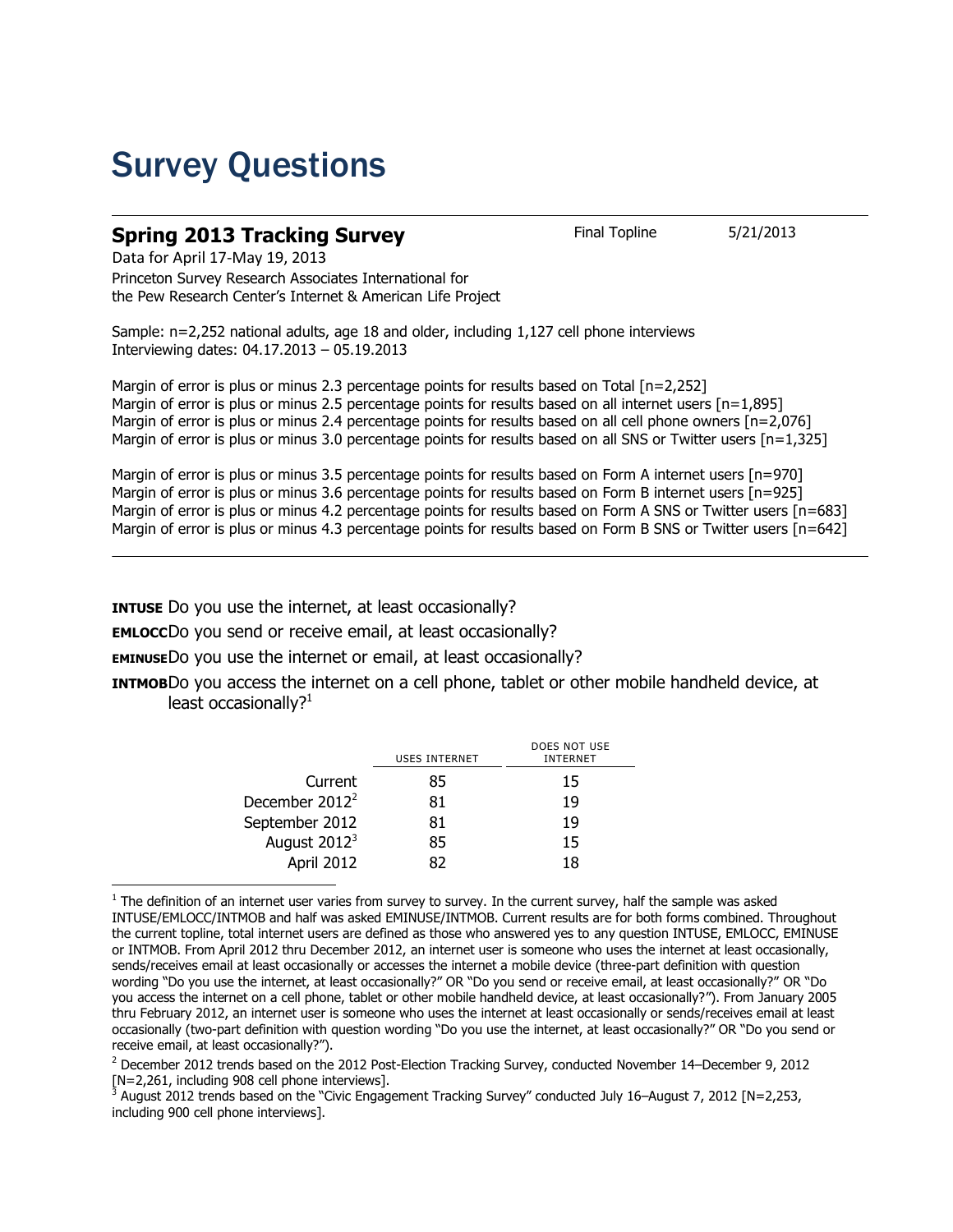# Survey Questions

## Spring 2013 Tracking Survey

Final Topline 5/21/2013

Data for April 17-May 19, 2013

Princeton Survey Research Associates International for
the Pew Research Center's Internet & American Life Project

Sample: n=2,252 national adults, age 18 and older, including 1,127 cell phone interviews
Interviewing dates: 04.17.2013 – 05.19.2013

Margin of error is plus or minus 2.3 percentage points for results based on Total [n=2,252]
Margin of error is plus or minus 2.5 percentage points for results based on all internet users [n=1,895]
Margin of error is plus or minus 2.4 percentage points for results based on all cell phone owners [n=2,076]
Margin of error is plus or minus 3.0 percentage points for results based on all SNS or Twitter users [n=1,325]

Margin of error is plus or minus 3.5 percentage points for results based on Form A internet users [n=970]
Margin of error is plus or minus 3.6 percentage points for results based on Form B internet users [n=925]
Margin of error is plus or minus 4.2 percentage points for results based on Form A SNS or Twitter users [n=683]
Margin of error is plus or minus 4.3 percentage points for results based on Form B SNS or Twitter users [n=642]

**INTUSE** Do you use the internet, at least occasionally?

**EMLOCC** Do you send or receive email, at least occasionally?

**EMINUSE** Do you use the internet or email, at least occasionally?

**INTMOB** Do you access the internet on a cell phone, tablet or other mobile handheld device, at least occasionally?[1]

| | USES INTERNET | DOES NOT USE INTERNET |
|---|---|---|
| Current | 85 | 15 |
| December 2012[2] | 81 | 19 |
| September 2012 | 81 | 19 |
| August 2012[3] | 85 | 15 |
| April 2012 | 82 | 18 |

[1] The definition of an internet user varies from survey to survey. In the current survey, half the sample was asked INTUSE/EMLOCC/INTMOB and half was asked EMINUSE/INTMOB. Current results are for both forms combined. Throughout the current topline, total internet users are defined as those who answered yes to any question INTUSE, EMLOCC, EMINUSE or INTMOB. From April 2012 thru December 2012, an internet user is someone who uses the internet at least occasionally, sends/receives email at least occasionally or accesses the internet a mobile device (three-part definition with question wording "Do you use the internet, at least occasionally?" OR "Do you send or receive email, at least occasionally?" OR "Do you access the internet on a cell phone, tablet or other mobile handheld device, at least occasionally?"). From January 2005 thru February 2012, an internet user is someone who uses the internet at least occasionally or sends/receives email at least occasionally (two-part definition with question wording "Do you use the internet, at least occasionally?" OR "Do you send or receive email, at least occasionally?").

[2] December 2012 trends based on the 2012 Post-Election Tracking Survey, conducted November 14–December 9, 2012 [N=2,261, including 908 cell phone interviews].

[3] August 2012 trends based on the "Civic Engagement Tracking Survey" conducted July 16–August 7, 2012 [N=2,253, including 900 cell phone interviews].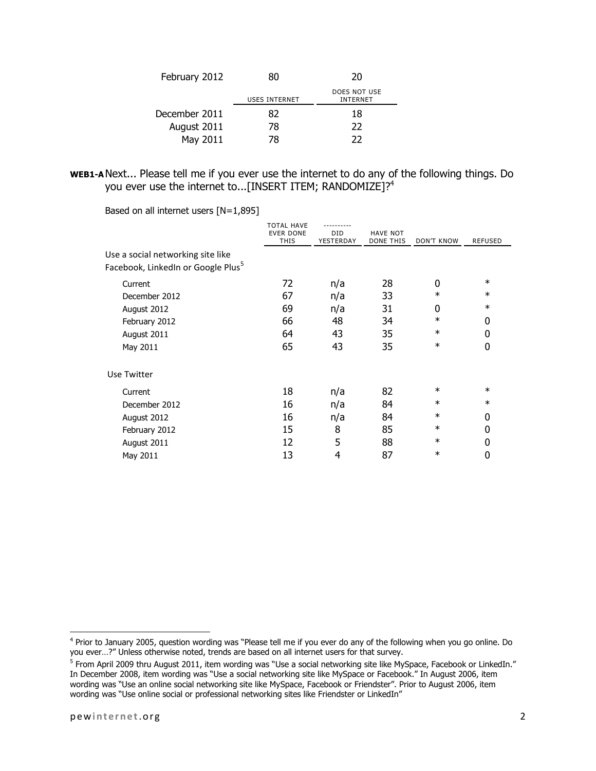| | USES INTERNET | DOES NOT USE INTERNET |
|---|---|---|
| February 2012 | 80 | 20 |
| December 2011 | 82 | 18 |
| August 2011 | 78 | 22 |
| May 2011 | 78 | 22 |

**WEB1-A** Next... Please tell me if you ever use the internet to do any of the following things. Do you ever use the internet to...[INSERT ITEM; RANDOMIZE]?[4]

Based on all internet users [N=1,895]

| | TOTAL HAVE EVER DONE THIS | ---------- DID YESTERDAY | HAVE NOT DONE THIS | DON'T KNOW | REFUSED |
|---|---|---|---|---|---|
| Use a social networking site like Facebook, LinkedIn or Google Plus[5] | | | | | |
| Current | 72 | n/a | 28 | 0 | * |
| December 2012 | 67 | n/a | 33 | * | * |
| August 2012 | 69 | n/a | 31 | 0 | * |
| February 2012 | 66 | 48 | 34 | * | 0 |
| August 2011 | 64 | 43 | 35 | * | 0 |
| May 2011 | 65 | 43 | 35 | * | 0 |
| Use Twitter | | | | | |
| Current | 18 | n/a | 82 | * | * |
| December 2012 | 16 | n/a | 84 | * | * |
| August 2012 | 16 | n/a | 84 | * | 0 |
| February 2012 | 15 | 8 | 85 | * | 0 |
| August 2011 | 12 | 5 | 88 | * | 0 |
| May 2011 | 13 | 4 | 87 | * | 0 |

[4] Prior to January 2005, question wording was "Please tell me if you ever do any of the following when you go online. Do you ever…?" Unless otherwise noted, trends are based on all internet users for that survey.

[5] From April 2009 thru August 2011, item wording was "Use a social networking site like MySpace, Facebook or LinkedIn." In December 2008, item wording was "Use a social networking site like MySpace or Facebook." In August 2006, item wording was "Use an online social networking site like MySpace, Facebook or Friendster". Prior to August 2006, item wording was "Use online social or professional networking sites like Friendster or LinkedIn"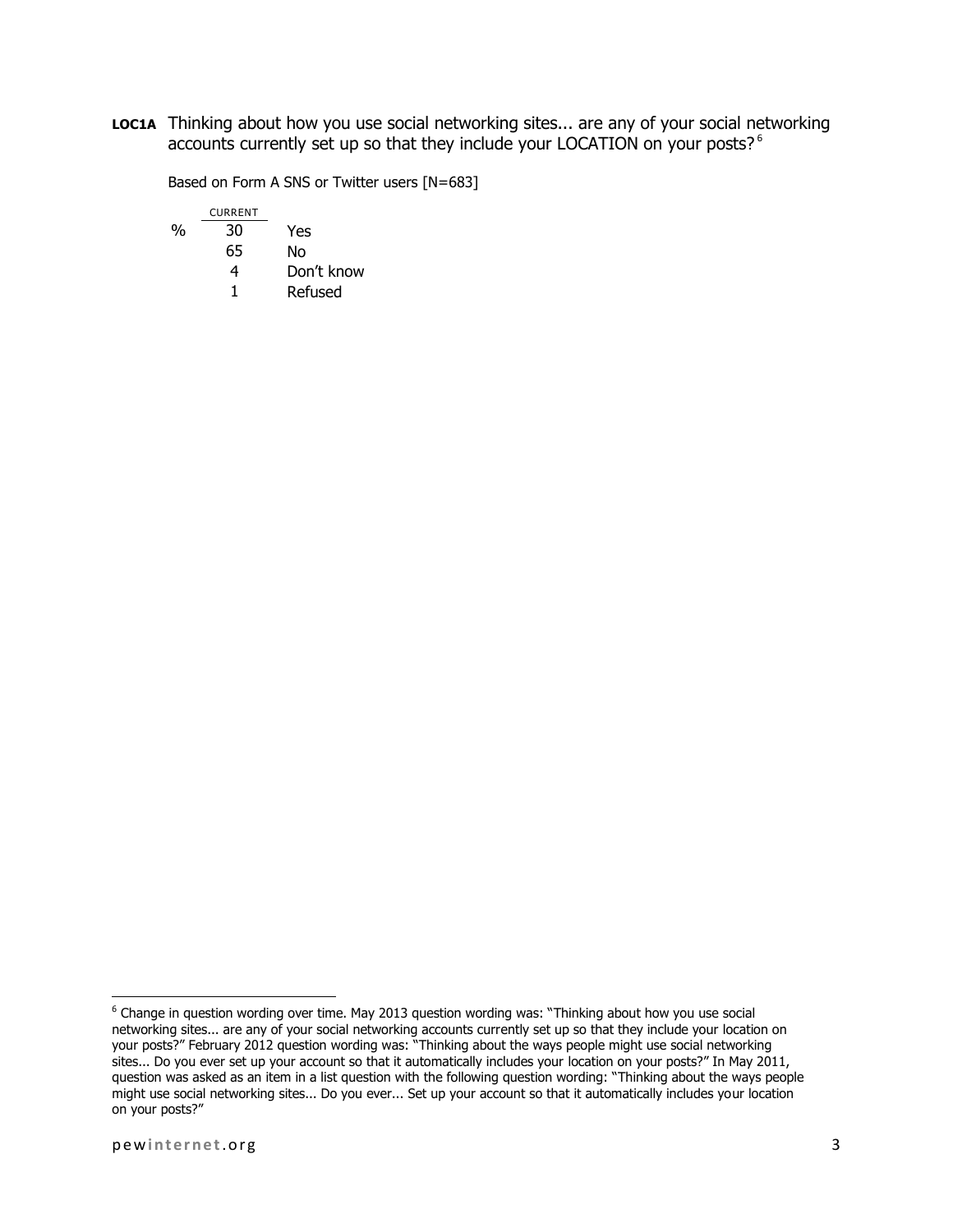**LOC1A** Thinking about how you use social networking sites... are any of your social networking accounts currently set up so that they include your LOCATION on your posts?[6]

Based on Form A SNS or Twitter users [N=683]

| | CURRENT | |
|---|---|---|
| % | 30 | Yes |
| | 65 | No |
| | 4 | Don't know |
| | 1 | Refused |

[6] Change in question wording over time. May 2013 question wording was: "Thinking about how you use social networking sites... are any of your social networking accounts currently set up so that they include your location on your posts?" February 2012 question wording was: "Thinking about the ways people might use social networking sites... Do you ever set up your account so that it automatically includes your location on your posts?" In May 2011, question was asked as an item in a list question with the following question wording: "Thinking about the ways people might use social networking sites... Do you ever... Set up your account so that it automatically includes your location on your posts?"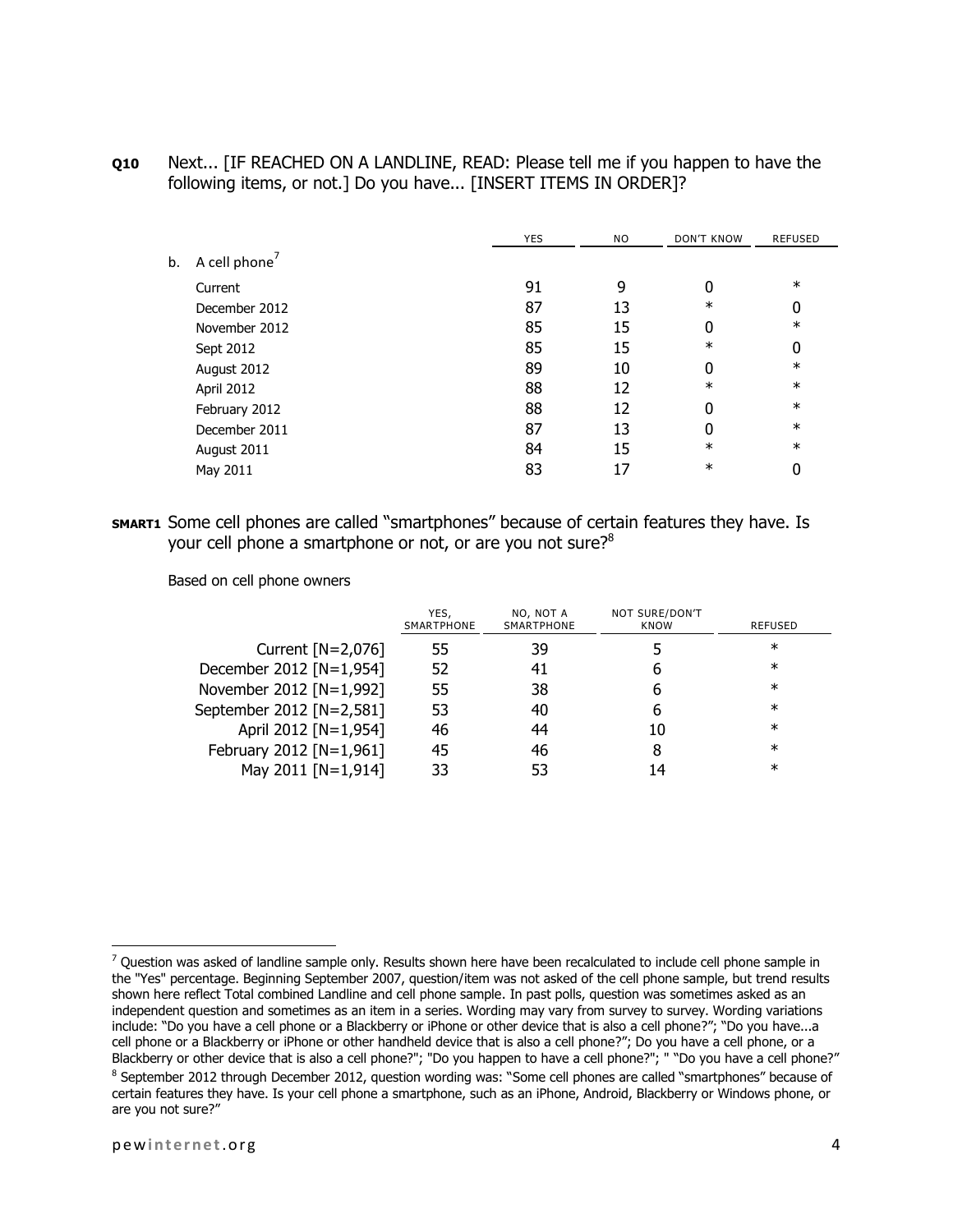**Q10** Next... [IF REACHED ON A LANDLINE, READ: Please tell me if you happen to have the following items, or not.] Do you have... [INSERT ITEMS IN ORDER]?

| | YES | NO | DON'T KNOW | REFUSED |
|---|---|---|---|---|
| b. A cell phone[7] | | | | |
| Current | 91 | 9 | 0 | * |
| December 2012 | 87 | 13 | * | 0 |
| November 2012 | 85 | 15 | 0 | * |
| Sept 2012 | 85 | 15 | * | 0 |
| August 2012 | 89 | 10 | 0 | * |
| April 2012 | 88 | 12 | * | * |
| February 2012 | 88 | 12 | 0 | * |
| December 2011 | 87 | 13 | 0 | * |
| August 2011 | 84 | 15 | * | * |
| May 2011 | 83 | 17 | * | 0 |

**SMART1** Some cell phones are called "smartphones" because of certain features they have. Is your cell phone a smartphone or not, or are you not sure?[8]

Based on cell phone owners

| | YES, SMARTPHONE | NO, NOT A SMARTPHONE | NOT SURE/DON'T KNOW | REFUSED |
|---|---|---|---|---|
| Current [N=2,076] | 55 | 39 | 5 | * |
| December 2012 [N=1,954] | 52 | 41 | 6 | * |
| November 2012 [N=1,992] | 55 | 38 | 6 | * |
| September 2012 [N=2,581] | 53 | 40 | 6 | * |
| April 2012 [N=1,954] | 46 | 44 | 10 | * |
| February 2012 [N=1,961] | 45 | 46 | 8 | * |
| May 2011 [N=1,914] | 33 | 53 | 14 | * |

[7] Question was asked of landline sample only. Results shown here have been recalculated to include cell phone sample in the "Yes" percentage. Beginning September 2007, question/item was not asked of the cell phone sample, but trend results shown here reflect Total combined Landline and cell phone sample. In past polls, question was sometimes asked as an independent question and sometimes as an item in a series. Wording may vary from survey to survey. Wording variations include: "Do you have a cell phone or a Blackberry or iPhone or other device that is also a cell phone?"; "Do you have...a cell phone or a Blackberry or iPhone or other handheld device that is also a cell phone?"; Do you have a cell phone, or a Blackberry or other device that is also a cell phone?"; "Do you happen to have a cell phone?"; " "Do you have a cell phone?"

[8] September 2012 through December 2012, question wording was: "Some cell phones are called "smartphones" because of certain features they have. Is your cell phone a smartphone, such as an iPhone, Android, Blackberry or Windows phone, or are you not sure?"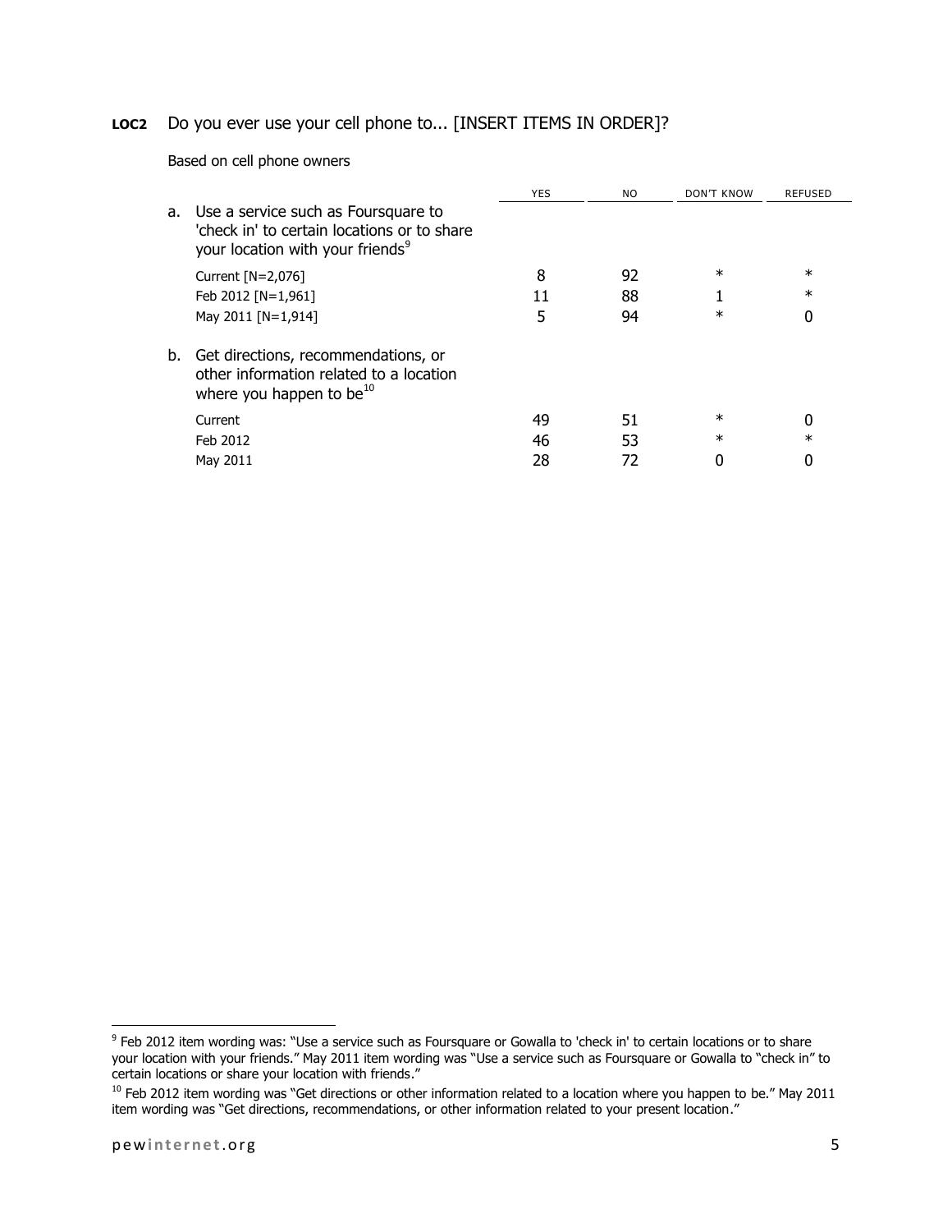**LOC2** Do you ever use your cell phone to... [INSERT ITEMS IN ORDER]?

Based on cell phone owners

| | YES | NO | DON'T KNOW | REFUSED |
|---|---|---|---|---|
| a. Use a service such as Foursquare to 'check in' to certain locations or to share your location with your friends[9] | | | | |
| Current [N=2,076] | 8 | 92 | * | * |
| Feb 2012 [N=1,961] | 11 | 88 | 1 | * |
| May 2011 [N=1,914] | 5 | 94 | * | 0 |
| b. Get directions, recommendations, or other information related to a location where you happen to be[10] | | | | |
| Current | 49 | 51 | * | 0 |
| Feb 2012 | 46 | 53 | * | * |
| May 2011 | 28 | 72 | 0 | 0 |

[9] Feb 2012 item wording was: "Use a service such as Foursquare or Gowalla to 'check in' to certain locations or to share your location with your friends." May 2011 item wording was "Use a service such as Foursquare or Gowalla to "check in" to certain locations or share your location with friends."

[10] Feb 2012 item wording was "Get directions or other information related to a location where you happen to be." May 2011 item wording was "Get directions, recommendations, or other information related to your present location."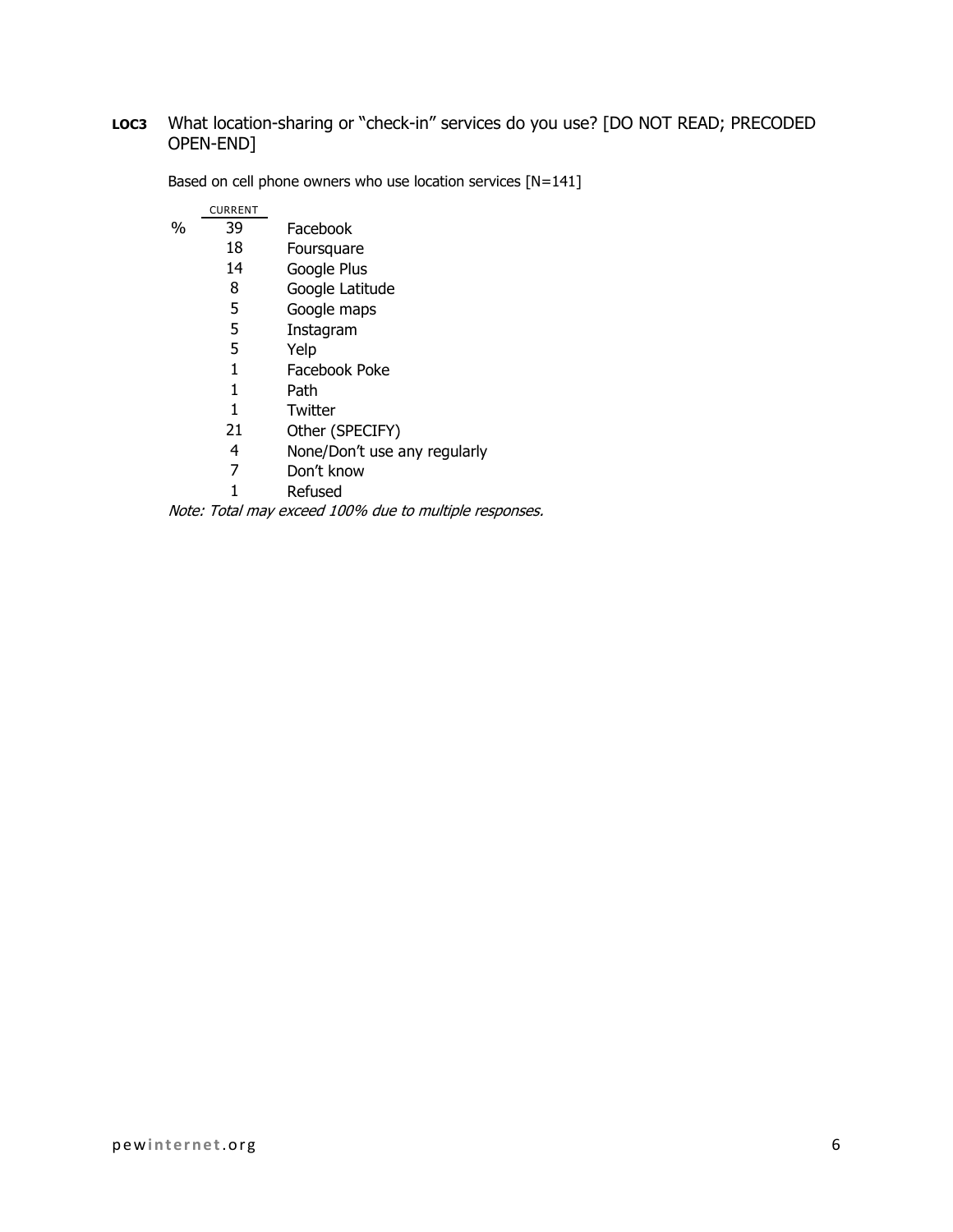**LOC3** What location-sharing or "check-in" services do you use? [DO NOT READ; PRECODED OPEN-END]

Based on cell phone owners who use location services [N=141]

| | CURRENT | |
|---|---|---|
| % | 39 | Facebook |
| | 18 | Foursquare |
| | 14 | Google Plus |
| | 8 | Google Latitude |
| | 5 | Google maps |
| | 5 | Instagram |
| | 5 | Yelp |
| | 1 | Facebook Poke |
| | 1 | Path |
| | 1 | Twitter |
| | 21 | Other (SPECIFY) |
| | 4 | None/Don't use any regularly |
| | 7 | Don't know |
| | 1 | Refused |

*Note: Total may exceed 100% due to multiple responses.*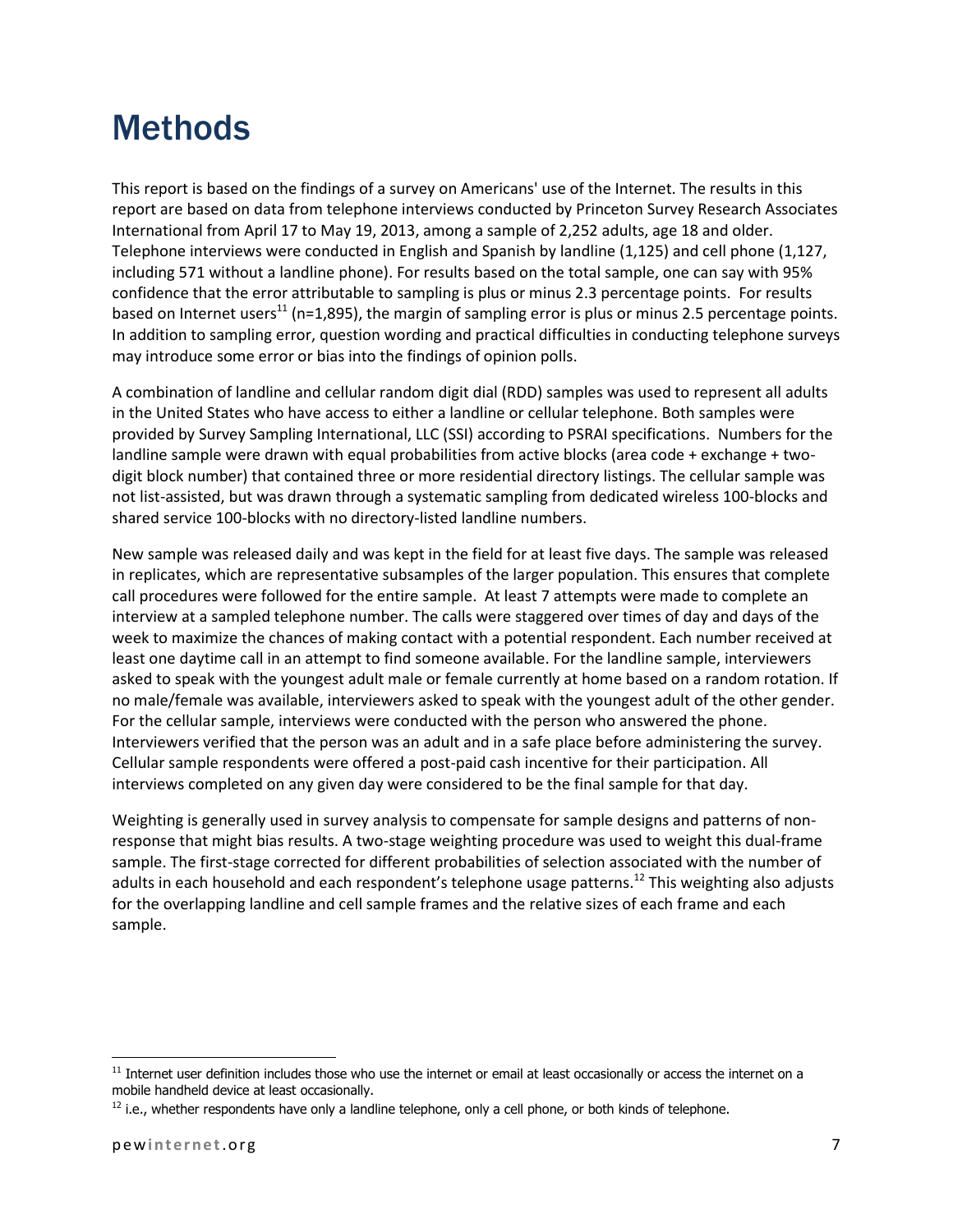# Methods

This report is based on the findings of a survey on Americans' use of the Internet. The results in this report are based on data from telephone interviews conducted by Princeton Survey Research Associates International from April 17 to May 19, 2013, among a sample of 2,252 adults, age 18 and older. Telephone interviews were conducted in English and Spanish by landline (1,125) and cell phone (1,127, including 571 without a landline phone). For results based on the total sample, one can say with 95% confidence that the error attributable to sampling is plus or minus 2.3 percentage points. For results based on Internet users[11] (n=1,895), the margin of sampling error is plus or minus 2.5 percentage points. In addition to sampling error, question wording and practical difficulties in conducting telephone surveys may introduce some error or bias into the findings of opinion polls.

A combination of landline and cellular random digit dial (RDD) samples was used to represent all adults in the United States who have access to either a landline or cellular telephone. Both samples were provided by Survey Sampling International, LLC (SSI) according to PSRAI specifications. Numbers for the landline sample were drawn with equal probabilities from active blocks (area code + exchange + two-digit block number) that contained three or more residential directory listings. The cellular sample was not list-assisted, but was drawn through a systematic sampling from dedicated wireless 100-blocks and shared service 100-blocks with no directory-listed landline numbers.

New sample was released daily and was kept in the field for at least five days. The sample was released in replicates, which are representative subsamples of the larger population. This ensures that complete call procedures were followed for the entire sample. At least 7 attempts were made to complete an interview at a sampled telephone number. The calls were staggered over times of day and days of the week to maximize the chances of making contact with a potential respondent. Each number received at least one daytime call in an attempt to find someone available. For the landline sample, interviewers asked to speak with the youngest adult male or female currently at home based on a random rotation. If no male/female was available, interviewers asked to speak with the youngest adult of the other gender. For the cellular sample, interviews were conducted with the person who answered the phone. Interviewers verified that the person was an adult and in a safe place before administering the survey. Cellular sample respondents were offered a post-paid cash incentive for their participation. All interviews completed on any given day were considered to be the final sample for that day.

Weighting is generally used in survey analysis to compensate for sample designs and patterns of non-response that might bias results. A two-stage weighting procedure was used to weight this dual-frame sample. The first-stage corrected for different probabilities of selection associated with the number of adults in each household and each respondent's telephone usage patterns.[12] This weighting also adjusts for the overlapping landline and cell sample frames and the relative sizes of each frame and each sample.

[11] Internet user definition includes those who use the internet or email at least occasionally or access the internet on a mobile handheld device at least occasionally.

[12] i.e., whether respondents have only a landline telephone, only a cell phone, or both kinds of telephone.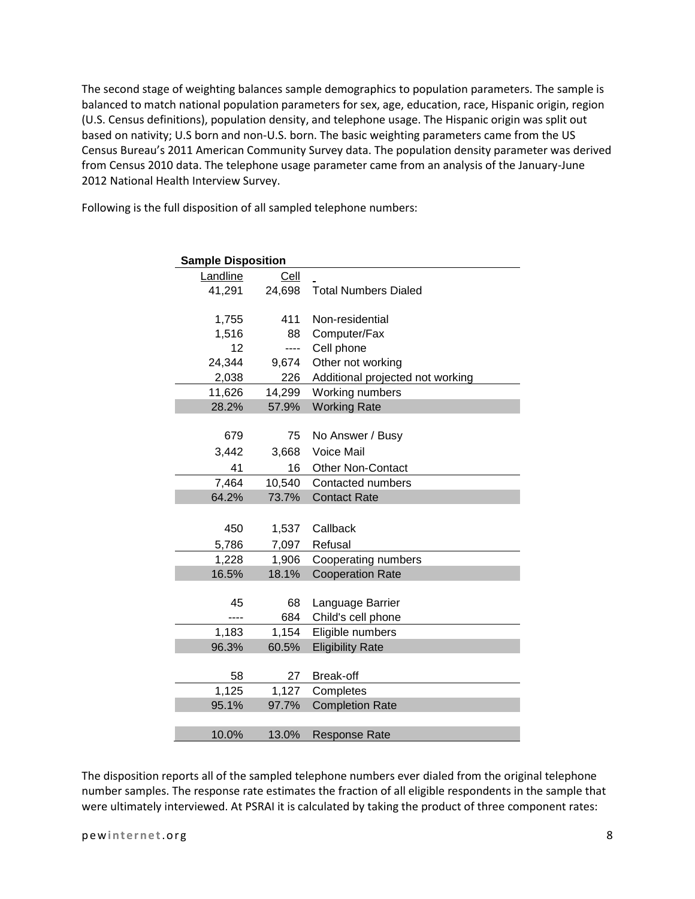The second stage of weighting balances sample demographics to population parameters. The sample is balanced to match national population parameters for sex, age, education, race, Hispanic origin, region (U.S. Census definitions), population density, and telephone usage. The Hispanic origin was split out based on nativity; U.S born and non-U.S. born. The basic weighting parameters came from the US Census Bureau's 2011 American Community Survey data. The population density parameter was derived from Census 2010 data. The telephone usage parameter came from an analysis of the January-June 2012 National Health Interview Survey.

Following is the full disposition of all sampled telephone numbers:

**Sample Disposition**

| Landline | Cell | |
|---|---|---|
| 41,291 | 24,698 | Total Numbers Dialed |
| | | |
| 1,755 | 411 | Non-residential |
| 1,516 | 88 | Computer/Fax |
| 12 | ---- | Cell phone |
| 24,344 | 9,674 | Other not working |
| 2,038 | 226 | Additional projected not working |
| 11,626 | 14,299 | Working numbers |
| 28.2% | 57.9% | Working Rate |
| | | |
| 679 | 75 | No Answer / Busy |
| 3,442 | 3,668 | Voice Mail |
| 41 | 16 | Other Non-Contact |
| 7,464 | 10,540 | Contacted numbers |
| 64.2% | 73.7% | Contact Rate |
| | | |
| 450 | 1,537 | Callback |
| 5,786 | 7,097 | Refusal |
| 1,228 | 1,906 | Cooperating numbers |
| 16.5% | 18.1% | Cooperation Rate |
| | | |
| 45 | 68 | Language Barrier |
| ---- | 684 | Child's cell phone |
| 1,183 | 1,154 | Eligible numbers |
| 96.3% | 60.5% | Eligibility Rate |
| | | |
| 58 | 27 | Break-off |
| 1,125 | 1,127 | Completes |
| 95.1% | 97.7% | Completion Rate |
| | | |
| 10.0% | 13.0% | Response Rate |

The disposition reports all of the sampled telephone numbers ever dialed from the original telephone number samples. The response rate estimates the fraction of all eligible respondents in the sample that were ultimately interviewed. At PSRAI it is calculated by taking the product of three component rates: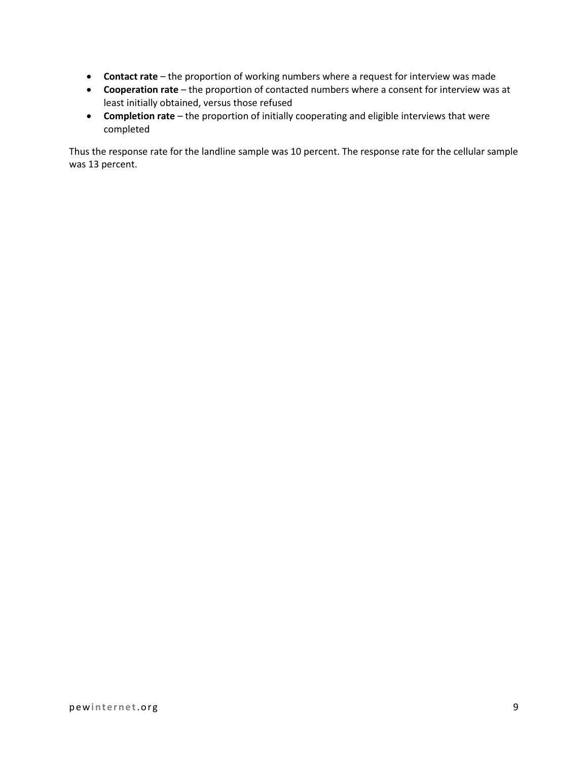- **Contact rate** – the proportion of working numbers where a request for interview was made
- **Cooperation rate** – the proportion of contacted numbers where a consent for interview was at least initially obtained, versus those refused
- **Completion rate** – the proportion of initially cooperating and eligible interviews that were completed

Thus the response rate for the landline sample was 10 percent. The response rate for the cellular sample was 13 percent.